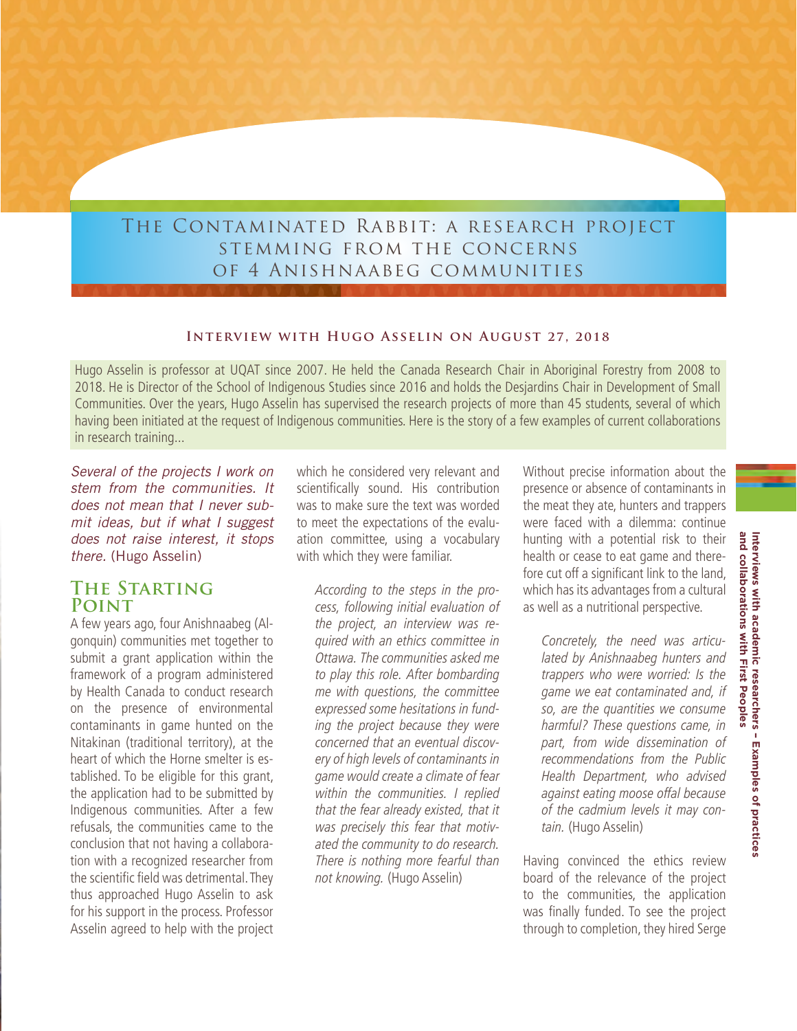# The Contaminated Rabbit: a research project stemming from the concerns of 4 Anishnaabeg communities

**Interview with Hugo Asselin on August 27, 2018**

Hugo Asselin is professor at UQAT since 2007. He held the Canada Research Chair in Aboriginal Forestry from 2008 to 2018. He is Director of the School of Indigenous Studies since 2016 and holds the Desjardins Chair in Development of Small Communities. Over the years, Hugo Asselin has supervised the research projects of more than 45 students, several of which having been initiated at the request of Indigenous communities. Here is the story of a few examples of current collaborations in research training...

*Several of the projects I work on stem from the communities. It does not mean that I never submit ideas, but if what I suggest does not raise interest, it stops there.* (Hugo Asselin)

## The Starting Point

A few years ago, four Anishnaabeg (Algonquin) communities met together to submit a grant application within the framework of a program administered by Health Canada to conduct research on the presence of environmental contaminants in game hunted on the Nitakinan (traditional territory), at the heart of which the Horne smelter is established. To be eligible for this grant, the application had to be submitted by Indigenous communities. After a few refusals, the communities came to the conclusion that not having a collaboration with a recognized researcher from the scientific field was detrimental. They thus approached Hugo Asselin to ask for his support in the process. Professor Asselin agreed to help with the project which he considered very relevant and scientifically sound. His contribution was to make sure the text was worded to meet the expectations of the evaluation committee, using a vocabulary with which they were familiar.

> *According to the steps in the process, following initial evaluation of the project, an interview was required with an ethics committee in Ottawa. The communities asked me to play this role. After bombarding me with questions, the committee expressed some hesitations in funding the project because they were concerned that an eventual discovery of high levels of contaminants in game would create a climate of fear within the communities. I replied that the fear already existed, that it was precisely this fear that motivated the community to do research. There is nothing more fearful than not knowing.* (Hugo Asselin)

Without precise information about the presence or absence of contaminants in the meat they ate, hunters and trappers were faced with a dilemma: continue hunting with a potential risk to their health or cease to eat game and therefore cut off a significant link to the land, which has its advantages from a cultural as well as a nutritional perspective.

> *Concretely, the need was articulated by Anishnaabeg hunters and trappers who were worried: Is the game we eat contaminated and, if so, are the quantities we consume harmful? These questions came, in part, from wide dissemination of recommendations from the Public Health Department, who advised against eating moose offal because of the cadmium levels it may contain.* (Hugo Asselin)

Having convinced the ethics review board of the relevance of the project to the communities, the application was finally funded. To see the project through to completion, they hired Serge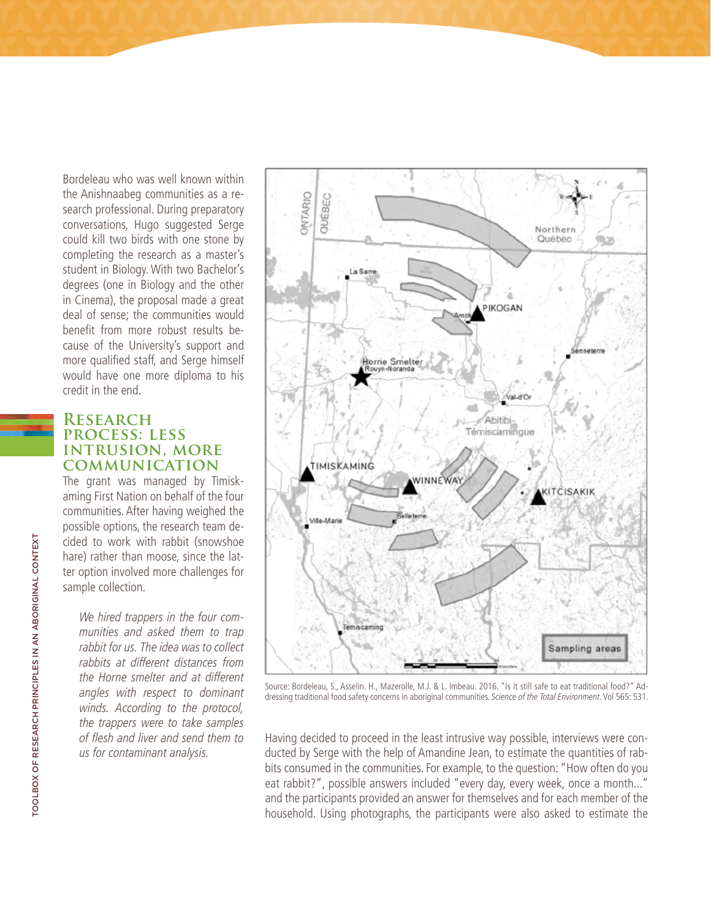Bordeleau who was well known within the Anishnaabeg communities as a research professional. During preparatory conversations, Hugo suggested Serge could kill two birds with one stone by completing the research as a master's student in Biology. With two Bachelor's degrees (one in Biology and the other in Cinema), the proposal made a great deal of sense; the communities would benefit from more robust results because of the University's support and more qualified staff, and Serge himself would have one more diploma to his credit in the end.

## Research process: less intrusion, more communication

The grant was managed by Timiskaming First Nation on behalf of the four communities. After having weighed the possible options, the research team decided to work with rabbit (snowshoe hare) rather than moose, since the latter option involved more challenges for sample collection.

> *We hired trappers in the four communities and asked them to trap rabbit for us. The idea was to collect rabbits at different distances from the Horne smelter and at different angles with respect to dominant winds. According to the protocol, the trappers were to take samples of flesh and liver and send them to us for contaminant analysis.*

Source: Bordeleau, S., Asselin. H., Mazerolle, M.J. & L. Imbeau. 2016. "Is it still safe to eat traditional food?" Addressing traditional food safety concerns in aboriginal communities. *Science of the Total Environment*. Vol 565: 531.

Having decided to proceed in the least intrusive way possible, interviews were conducted by Serge with the help of Amandine Jean, to estimate the quantities of rabbits consumed in the communities. For example, to the question: "How often do you eat rabbit?", possible answers included "every day, every week, once a month..." and the participants provided an answer for themselves and for each member of the household. Using photographs, the participants were also asked to estimate the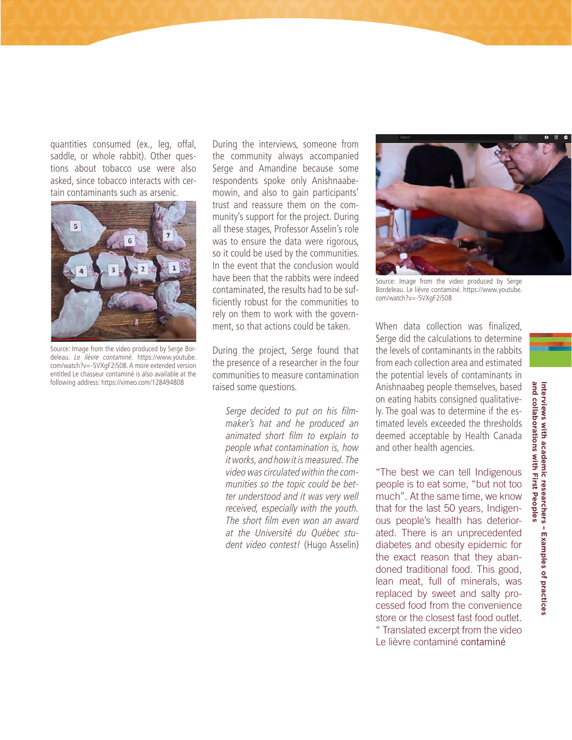quantities consumed (ex., leg, offal, saddle, or whole rabbit). Other questions about tobacco use were also asked, since tobacco interacts with certain contaminants such as arsenic.

Source: Image from the video produced by Serge Bordeleau. *Le lièvre contaminé*. https://www.youtube.com/watch?v=-5VXgF2i508. A more extended version entitled Le chasseur contaminé is also available at the following address: https://vimeo.com/128494808

During the interviews, someone from the community always accompanied Serge and Amandine because some respondents spoke only Anishnaabemowin, and also to gain participants' trust and reassure them on the community's support for the project. During all these stages, Professor Asselin's role was to ensure the data were rigorous, so it could be used by the communities. In the event that the conclusion would have been that the rabbits were indeed contaminated, the results had to be sufficiently robust for the communities to rely on them to work with the government, so that actions could be taken.

During the project, Serge found that the presence of a researcher in the four communities to measure contamination raised some questions.

> *Serge decided to put on his filmmaker's hat and he produced an animated short film to explain to people what contamination is, how it works, and how it is measured. The video was circulated within the communities so the topic could be better understood and it was very well received, especially with the youth. The short film even won an award at the Université du Québec student video contest!* (Hugo Asselin)

Source: Image from the video produced by Serge Bordeleau. Le lièvre contaminé. https://www.youtube.com/watch?v=-5VXgF2i508

When data collection was finalized, Serge did the calculations to determine the levels of contaminants in the rabbits from each collection area and estimated the potential levels of contaminants in Anishnaabeg people themselves, based on eating habits consigned qualitatively. The goal was to determine if the estimated levels exceeded the thresholds deemed acceptable by Health Canada and other health agencies.

"The best we can tell Indigenous people is to eat some, "but not too much". At the same time, we know that for the last 50 years, Indigenous people's health has deteriorated. There is an unprecedented diabetes and obesity epidemic for the exact reason that they abandoned traditional food. This good, lean meat, full of minerals, was replaced by sweet and salty processed food from the convenience store or the closest fast food outlet. " Translated excerpt from the video Le lièvre contaminé contaminé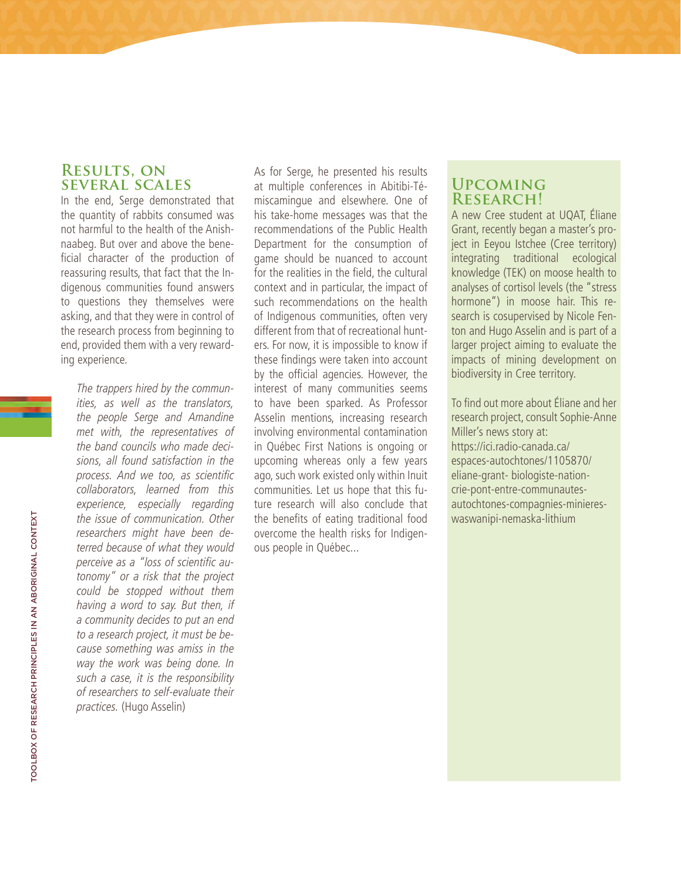## Results, on several scales

In the end, Serge demonstrated that the quantity of rabbits consumed was not harmful to the health of the Anishnaabeg. But over and above the beneficial character of the production of reassuring results, that fact that the Indigenous communities found answers to questions they themselves were asking, and that they were in control of the research process from beginning to end, provided them with a very rewarding experience.

> *The trappers hired by the communities, as well as the translators, the people Serge and Amandine met with, the representatives of the band councils who made decisions, all found satisfaction in the process. And we too, as scientific collaborators, learned from this experience, especially regarding the issue of communication. Other researchers might have been deterred because of what they would perceive as a "loss of scientific autonomy" or a risk that the project could be stopped without them having a word to say. But then, if a community decides to put an end to a research project, it must be because something was amiss in the way the work was being done. In such a case, it is the responsibility of researchers to self-evaluate their practices.* (Hugo Asselin)

As for Serge, he presented his results at multiple conferences in Abitibi-Témiscamingue and elsewhere. One of his take-home messages was that the recommendations of the Public Health Department for the consumption of game should be nuanced to account for the realities in the field, the cultural context and in particular, the impact of such recommendations on the health of Indigenous communities, often very different from that of recreational hunters. For now, it is impossible to know if these findings were taken into account by the official agencies. However, the interest of many communities seems to have been sparked. As Professor Asselin mentions, increasing research involving environmental contamination in Québec First Nations is ongoing or upcoming whereas only a few years ago, such work existed only within Inuit communities. Let us hope that this future research will also conclude that the benefits of eating traditional food overcome the health risks for Indigenous people in Québec...

## Upcoming Research!

A new Cree student at UQAT, Éliane Grant, recently began a master's project in Eeyou Istchee (Cree territory) integrating traditional ecological knowledge (TEK) on moose health to analyses of cortisol levels (the "stress hormone") in moose hair. This research is cosupervised by Nicole Fenton and Hugo Asselin and is part of a larger project aiming to evaluate the impacts of mining development on biodiversity in Cree territory.

To find out more about Éliane and her research project, consult Sophie-Anne Miller's news story at: https://ici.radio-canada.ca/espaces-autochtones/1105870/eliane-grant-biologiste-nation-crie-pont-entre-communautes-autochtones-compagnies-minieres-waswanipi-nemaska-lithium